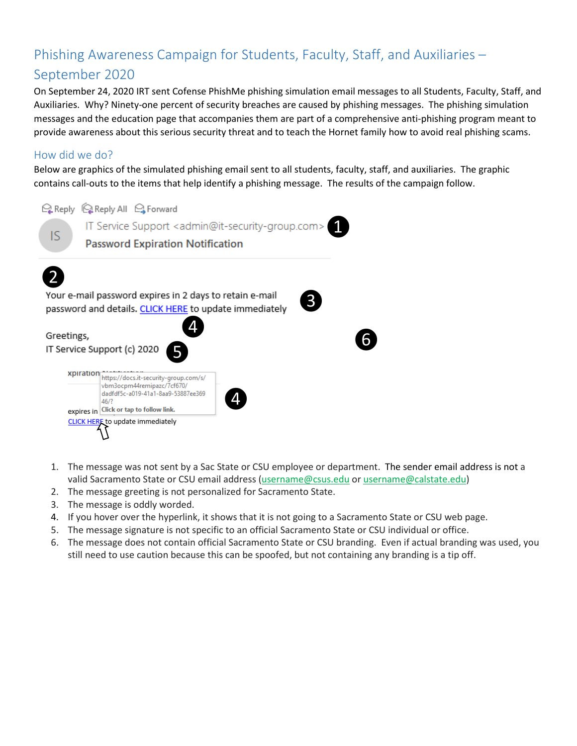# Phishing Awareness Campaign for Students, Faculty, Staff, and Auxiliaries – September 2020

On September 24, 2020 IRT sent Cofense PhishMe phishing simulation email messages to all Students, Faculty, Staff, and Auxiliaries. Why? Ninety-one percent of security breaches are caused by phishing messages. The phishing simulation messages and the education page that accompanies them are part of a comprehensive anti-phishing program meant to provide awareness about this serious security threat and to teach the Hornet family how to avoid real phishing scams.

## How did we do?

Below are graphics of the simulated phishing email sent to all students, faculty, staff, and auxiliaries. The graphic contains call-outs to the items that help identify a phishing message. The results of the campaign follow.

Reply Reply All Forward

IS IT Service Support <admin@it-security-group.com> **1**

Password Expiration Notification

**2**

Your e-mail password expires in 2 days to retain e-mail password and details. CLICK HERE to update immediately **3**

**4**

Greetings,

IT Service Support (c) 2020 **5**

**6**

https://docs.it-security-group.com/s/vbm3ocpm44remipazc/7cf670/dadfdf5c-a019-41a1-8aa9-53887ee36946/?
Click or tap to follow link. **4**

CLICK HERE to update immediately

1. The message was not sent by a Sac State or CSU employee or department. The sender email address is not a valid Sacramento State or CSU email address (username@csus.edu or username@calstate.edu)
2. The message greeting is not personalized for Sacramento State.
3. The message is oddly worded.
4. If you hover over the hyperlink, it shows that it is not going to a Sacramento State or CSU web page.
5. The message signature is not specific to an official Sacramento State or CSU individual or office.
6. The message does not contain official Sacramento State or CSU branding. Even if actual branding was used, you still need to use caution because this can be spoofed, but not containing any branding is a tip off.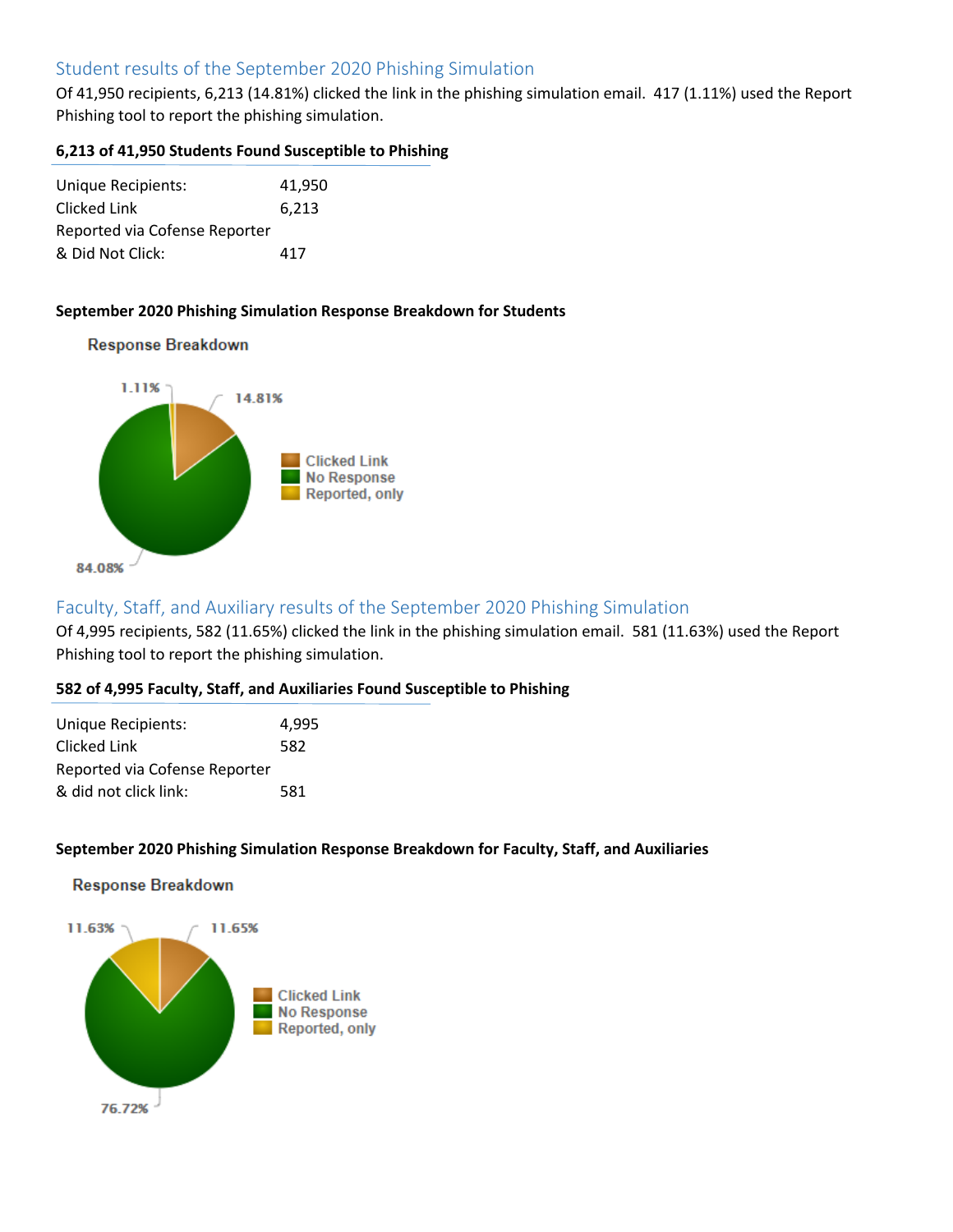## Student results of the September 2020 Phishing Simulation

Of 41,950 recipients, 6,213 (14.81%) clicked the link in the phishing simulation email. 417 (1.11%) used the Report Phishing tool to report the phishing simulation.

**6,213 of 41,950 Students Found Susceptible to Phishing**

| | |
|---|---|
| Unique Recipients: | 41,950 |
| Clicked Link | 6,213 |
| Reported via Cofense Reporter & Did Not Click: | 417 |

**September 2020 Phishing Simulation Response Breakdown for Students**

Response Breakdown

1.11%
14.81%
84.08%

Clicked Link
No Response
Reported, only

## Faculty, Staff, and Auxiliary results of the September 2020 Phishing Simulation

Of 4,995 recipients, 582 (11.65%) clicked the link in the phishing simulation email. 581 (11.63%) used the Report Phishing tool to report the phishing simulation.

**582 of 4,995 Faculty, Staff, and Auxiliaries Found Susceptible to Phishing**

| | |
|---|---|
| Unique Recipients: | 4,995 |
| Clicked Link | 582 |
| Reported via Cofense Reporter & did not click link: | 581 |

**September 2020 Phishing Simulation Response Breakdown for Faculty, Staff, and Auxiliaries**

Response Breakdown

11.63%
11.65%
76.72%

Clicked Link
No Response
Reported, only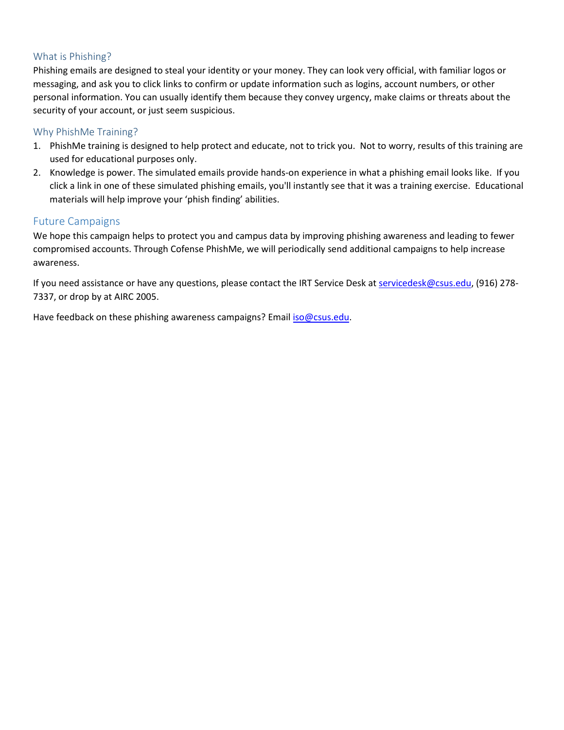## What is Phishing?

Phishing emails are designed to steal your identity or your money. They can look very official, with familiar logos or messaging, and ask you to click links to confirm or update information such as logins, account numbers, or other personal information. You can usually identify them because they convey urgency, make claims or threats about the security of your account, or just seem suspicious.

## Why PhishMe Training?

1. PhishMe training is designed to help protect and educate, not to trick you. Not to worry, results of this training are used for educational purposes only.
2. Knowledge is power. The simulated emails provide hands-on experience in what a phishing email looks like. If you click a link in one of these simulated phishing emails, you'll instantly see that it was a training exercise. Educational materials will help improve your 'phish finding' abilities.

## Future Campaigns

We hope this campaign helps to protect you and campus data by improving phishing awareness and leading to fewer compromised accounts. Through Cofense PhishMe, we will periodically send additional campaigns to help increase awareness.

If you need assistance or have any questions, please contact the IRT Service Desk at servicedesk@csus.edu, (916) 278-7337, or drop by at AIRC 2005.

Have feedback on these phishing awareness campaigns? Email iso@csus.edu.